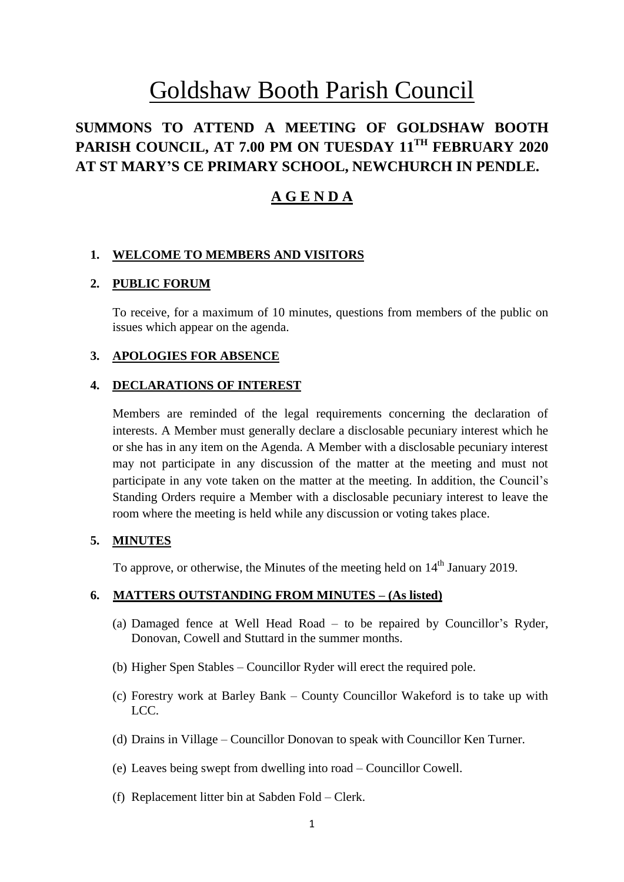# Goldshaw Booth Parish Council

## SUMMONS TO ATTEND A MEETING OF GOLDSHAW BOOTH PARISH COUNCIL, AT 7.00 PM ON TUESDAY 11TH FEBRUARY 2020 AT ST MARY'S CE PRIMARY SCHOOL, NEWCHURCH IN PENDLE.

## A G E N D A

### 1. WELCOME TO MEMBERS AND VISITORS

### 2. PUBLIC FORUM

To receive, for a maximum of 10 minutes, questions from members of the public on issues which appear on the agenda.

### 3. APOLOGIES FOR ABSENCE

### 4. DECLARATIONS OF INTEREST

Members are reminded of the legal requirements concerning the declaration of interests. A Member must generally declare a disclosable pecuniary interest which he or she has in any item on the Agenda. A Member with a disclosable pecuniary interest may not participate in any discussion of the matter at the meeting and must not participate in any vote taken on the matter at the meeting. In addition, the Council's Standing Orders require a Member with a disclosable pecuniary interest to leave the room where the meeting is held while any discussion or voting takes place.

### 5. MINUTES

To approve, or otherwise, the Minutes of the meeting held on 14th January 2019.

### 6. MATTERS OUTSTANDING FROM MINUTES – (As listed)

(a) Damaged fence at Well Head Road – to be repaired by Councillor's Ryder, Donovan, Cowell and Stuttard in the summer months.

(b) Higher Spen Stables – Councillor Ryder will erect the required pole.

(c) Forestry work at Barley Bank – County Councillor Wakeford is to take up with LCC.

(d) Drains in Village – Councillor Donovan to speak with Councillor Ken Turner.

(e) Leaves being swept from dwelling into road – Councillor Cowell.

(f) Replacement litter bin at Sabden Fold – Clerk.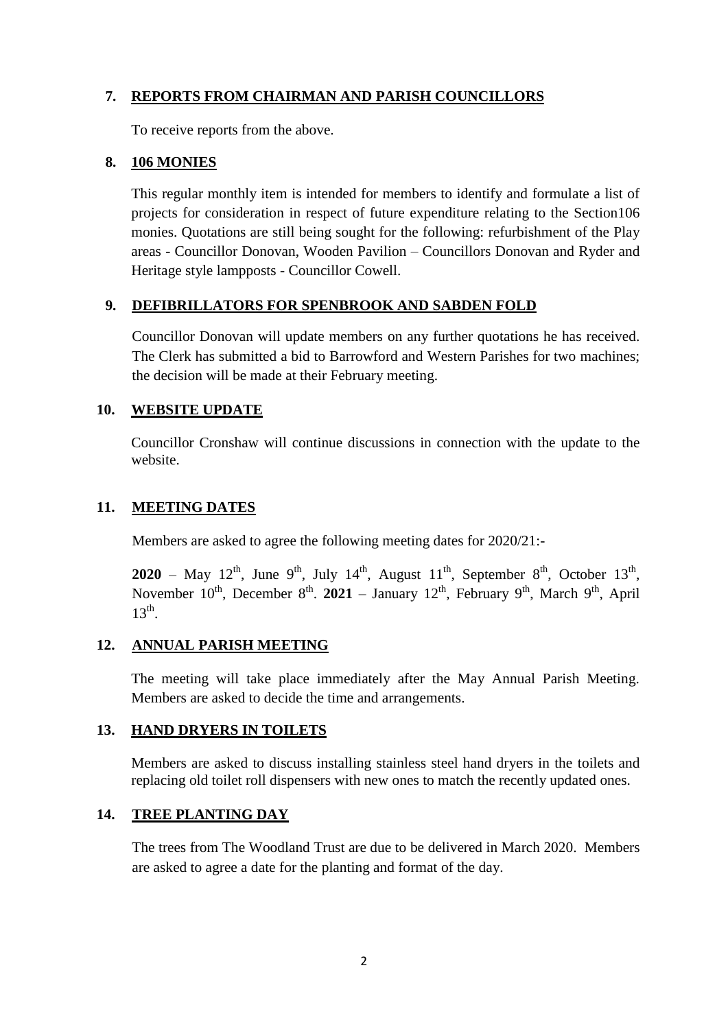## 7. REPORTS FROM CHAIRMAN AND PARISH COUNCILLORS

To receive reports from the above.

## 8. 106 MONIES

This regular monthly item is intended for members to identify and formulate a list of projects for consideration in respect of future expenditure relating to the Section106 monies. Quotations are still being sought for the following: refurbishment of the Play areas - Councillor Donovan, Wooden Pavilion – Councillors Donovan and Ryder and Heritage style lampposts - Councillor Cowell.

## 9. DEFIBRILLATORS FOR SPENBROOK AND SABDEN FOLD

Councillor Donovan will update members on any further quotations he has received. The Clerk has submitted a bid to Barrowford and Western Parishes for two machines; the decision will be made at their February meeting.

## 10. WEBSITE UPDATE

Councillor Cronshaw will continue discussions in connection with the update to the website.

## 11. MEETING DATES

Members are asked to agree the following meeting dates for 2020/21:-

**2020** – May 12th, June 9th, July 14th, August 11th, September 8th, October 13th, November 10th, December 8th. **2021** – January 12th, February 9th, March 9th, April 13th.

## 12. ANNUAL PARISH MEETING

The meeting will take place immediately after the May Annual Parish Meeting. Members are asked to decide the time and arrangements.

## 13. HAND DRYERS IN TOILETS

Members are asked to discuss installing stainless steel hand dryers in the toilets and replacing old toilet roll dispensers with new ones to match the recently updated ones.

## 14. TREE PLANTING DAY

The trees from The Woodland Trust are due to be delivered in March 2020. Members are asked to agree a date for the planting and format of the day.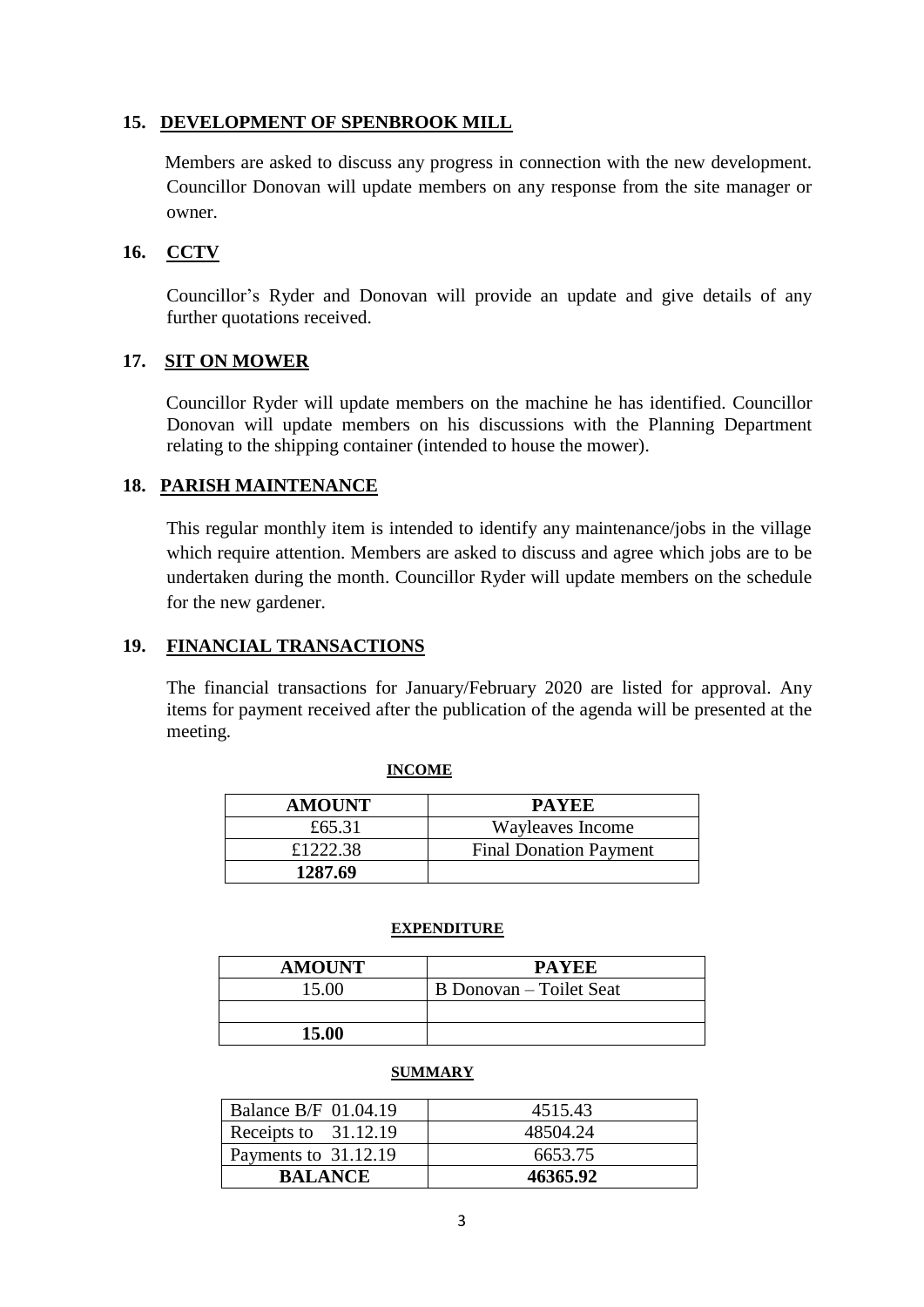## 15. DEVELOPMENT OF SPENBROOK MILL

Members are asked to discuss any progress in connection with the new development. Councillor Donovan will update members on any response from the site manager or owner.

## 16. CCTV

Councillor's Ryder and Donovan will provide an update and give details of any further quotations received.

## 17. SIT ON MOWER

Councillor Ryder will update members on the machine he has identified. Councillor Donovan will update members on his discussions with the Planning Department relating to the shipping container (intended to house the mower).

## 18. PARISH MAINTENANCE

This regular monthly item is intended to identify any maintenance/jobs in the village which require attention. Members are asked to discuss and agree which jobs are to be undertaken during the month. Councillor Ryder will update members on the schedule for the new gardener.

## 19. FINANCIAL TRANSACTIONS

The financial transactions for January/February 2020 are listed for approval. Any items for payment received after the publication of the agenda will be presented at the meeting.

**INCOME**

| AMOUNT | PAYEE |
|---|---|
| £65.31 | Wayleaves Income |
| £1222.38 | Final Donation Payment |
| **1287.69** | |

**EXPENDITURE**

| AMOUNT | PAYEE |
|---|---|
| 15.00 | B Donovan – Toilet Seat |
| | |
| **15.00** | |

**SUMMARY**

| | |
|---|---|
| Balance B/F 01.04.19 | 4515.43 |
| Receipts to 31.12.19 | 48504.24 |
| Payments to 31.12.19 | 6653.75 |
| **BALANCE** | **46365.92** |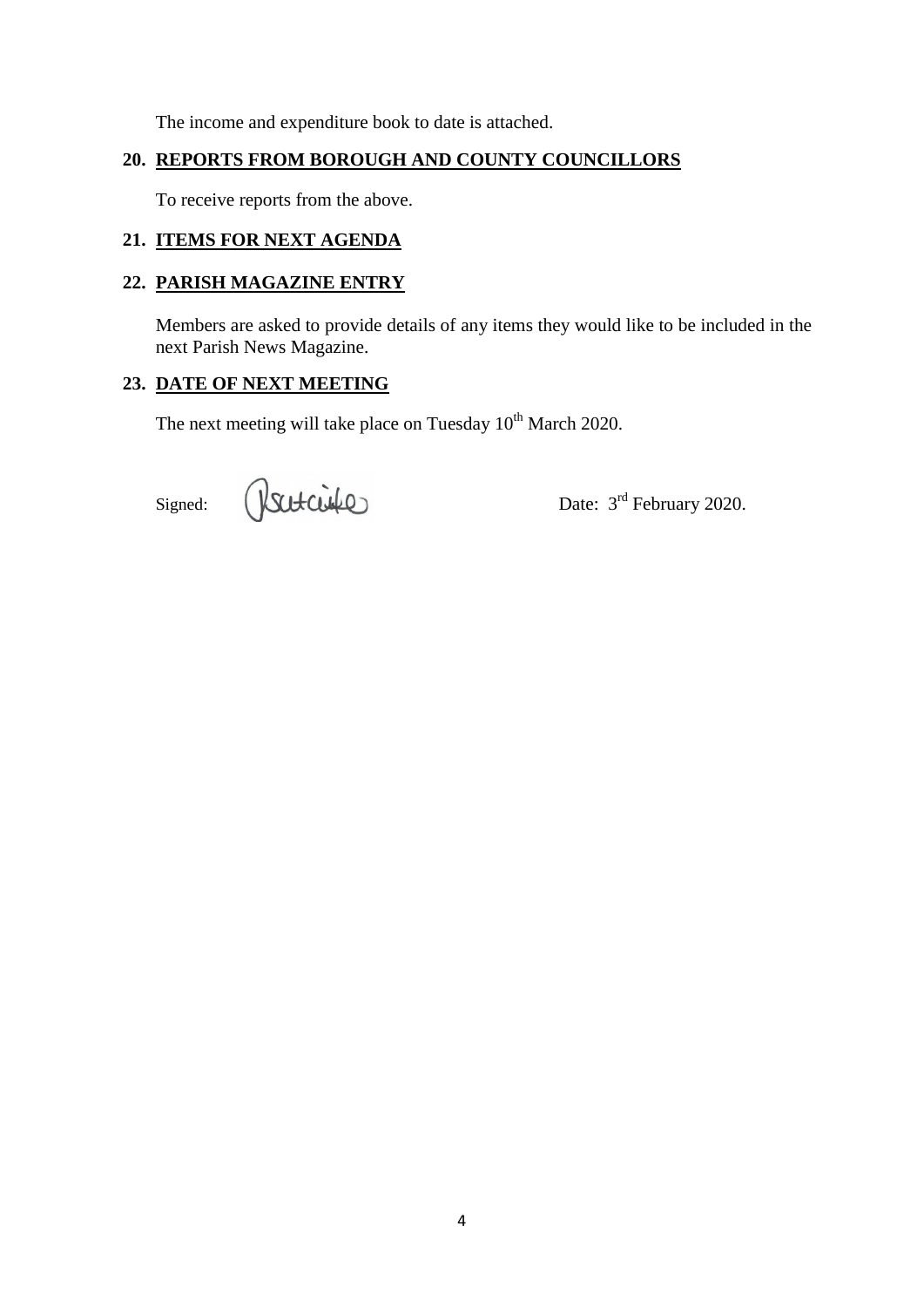The income and expenditure book to date is attached.

## 20. REPORTS FROM BOROUGH AND COUNTY COUNCILLORS

To receive reports from the above.

## 21. ITEMS FOR NEXT AGENDA

## 22. PARISH MAGAZINE ENTRY

Members are asked to provide details of any items they would like to be included in the next Parish News Magazine.

## 23. DATE OF NEXT MEETING

The next meeting will take place on Tuesday 10th March 2020.

Signed: Date: 3rd February 2020.